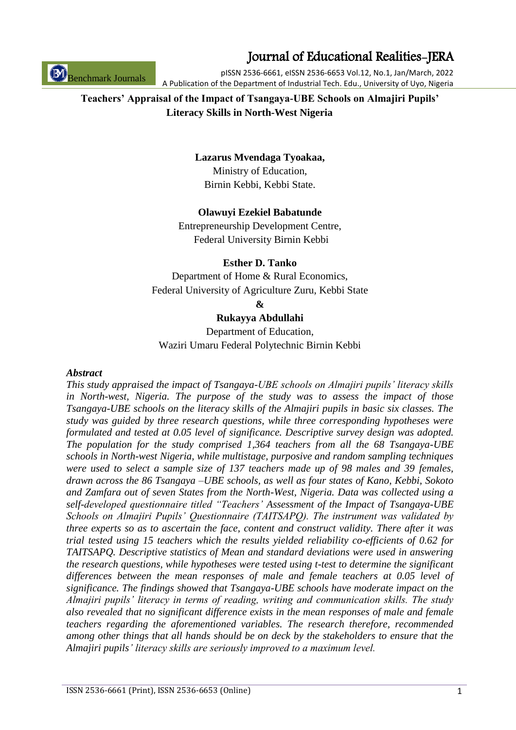# Teachers' Appraisal of the Impact of Tsangaya-UBE Schools on Almajiri Pupils' Literacy Skills in North-West Nigeria

**Lazarus Mvendaga Tyoakaa,**
Ministry of Education,
Birnin Kebbi, Kebbi State.

**Olawuyi Ezekiel Babatunde**
Entrepreneurship Development Centre,
Federal University Birnin Kebbi

**Esther D. Tanko**
Department of Home & Rural Economics,
Federal University of Agriculture Zuru, Kebbi State

**&**

**Rukayya Abdullahi**
Department of Education,
Waziri Umaru Federal Polytechnic Birnin Kebbi

### *Abstract*

*This study appraised the impact of Tsangaya-UBE schools on Almajiri pupils' literacy skills in North-west, Nigeria. The purpose of the study was to assess the impact of those Tsangaya-UBE schools on the literacy skills of the Almajiri pupils in basic six classes. The study was guided by three research questions, while three corresponding hypotheses were formulated and tested at 0.05 level of significance. Descriptive survey design was adopted. The population for the study comprised 1,364 teachers from all the 68 Tsangaya-UBE schools in North-west Nigeria, while multistage, purposive and random sampling techniques were used to select a sample size of 137 teachers made up of 98 males and 39 females, drawn across the 86 Tsangaya –UBE schools, as well as four states of Kano, Kebbi, Sokoto and Zamfara out of seven States from the North-West, Nigeria. Data was collected using a self-developed questionnaire titled "Teachers' Assessment of the Impact of Tsangaya-UBE Schools on Almajiri Pupils' Questionnaire (TAITSAPQ). The instrument was validated by three experts so as to ascertain the face, content and construct validity. There after it was trial tested using 15 teachers which the results yielded reliability co-efficients of 0.62 for TAITSAPQ. Descriptive statistics of Mean and standard deviations were used in answering the research questions, while hypotheses were tested using t-test to determine the significant differences between the mean responses of male and female teachers at 0.05 level of significance. The findings showed that Tsangaya-UBE schools have moderate impact on the Almajiri pupils' literacy in terms of reading, writing and communication skills. The study also revealed that no significant difference exists in the mean responses of male and female teachers regarding the aforementioned variables. The research therefore, recommended among other things that all hands should be on deck by the stakeholders to ensure that the Almajiri pupils' literacy skills are seriously improved to a maximum level.*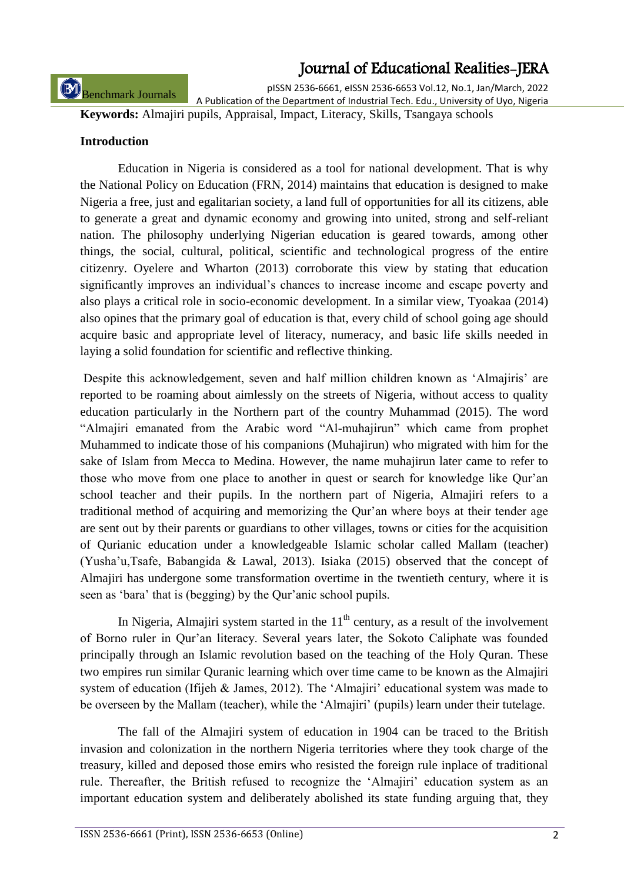**Keywords:** Almajiri pupils, Appraisal, Impact, Literacy, Skills, Tsangaya schools

## Introduction

Education in Nigeria is considered as a tool for national development. That is why the National Policy on Education (FRN, 2014) maintains that education is designed to make Nigeria a free, just and egalitarian society, a land full of opportunities for all its citizens, able to generate a great and dynamic economy and growing into united, strong and self-reliant nation. The philosophy underlying Nigerian education is geared towards, among other things, the social, cultural, political, scientific and technological progress of the entire citizenry. Oyelere and Wharton (2013) corroborate this view by stating that education significantly improves an individual's chances to increase income and escape poverty and also plays a critical role in socio-economic development. In a similar view, Tyoakaa (2014) also opines that the primary goal of education is that, every child of school going age should acquire basic and appropriate level of literacy, numeracy, and basic life skills needed in laying a solid foundation for scientific and reflective thinking.

Despite this acknowledgement, seven and half million children known as 'Almajiris' are reported to be roaming about aimlessly on the streets of Nigeria, without access to quality education particularly in the Northern part of the country Muhammad (2015). The word "Almajiri emanated from the Arabic word "Al-muhajirun" which came from prophet Muhammed to indicate those of his companions (Muhajirun) who migrated with him for the sake of Islam from Mecca to Medina. However, the name muhajirun later came to refer to those who move from one place to another in quest or search for knowledge like Qur'an school teacher and their pupils. In the northern part of Nigeria, Almajiri refers to a traditional method of acquiring and memorizing the Qur'an where boys at their tender age are sent out by their parents or guardians to other villages, towns or cities for the acquisition of Qurianic education under a knowledgeable Islamic scholar called Mallam (teacher) (Yusha'u,Tsafe, Babangida & Lawal, 2013). Isiaka (2015) observed that the concept of Almajiri has undergone some transformation overtime in the twentieth century, where it is seen as 'bara' that is (begging) by the Qur'anic school pupils.

In Nigeria, Almajiri system started in the 11th century, as a result of the involvement of Borno ruler in Qur'an literacy. Several years later, the Sokoto Caliphate was founded principally through an Islamic revolution based on the teaching of the Holy Quran. These two empires run similar Quranic learning which over time came to be known as the Almajiri system of education (Ifijeh & James, 2012). The 'Almajiri' educational system was made to be overseen by the Mallam (teacher), while the 'Almajiri' (pupils) learn under their tutelage.

The fall of the Almajiri system of education in 1904 can be traced to the British invasion and colonization in the northern Nigeria territories where they took charge of the treasury, killed and deposed those emirs who resisted the foreign rule inplace of traditional rule. Thereafter, the British refused to recognize the 'Almajiri' education system as an important education system and deliberately abolished its state funding arguing that, they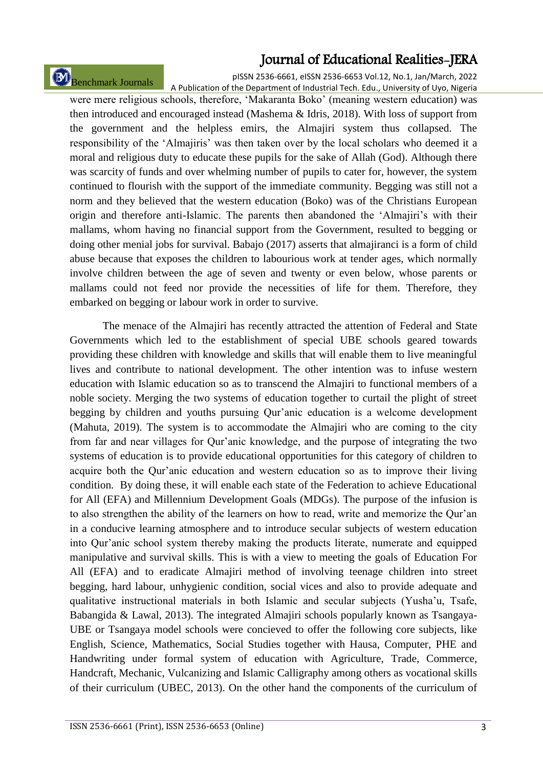were mere religious schools, therefore, 'Makaranta Boko' (meaning western education) was then introduced and encouraged instead (Mashema & Idris, 2018). With loss of support from the government and the helpless emirs, the Almajiri system thus collapsed. The responsibility of the 'Almajiris' was then taken over by the local scholars who deemed it a moral and religious duty to educate these pupils for the sake of Allah (God). Although there was scarcity of funds and over whelming number of pupils to cater for, however, the system continued to flourish with the support of the immediate community. Begging was still not a norm and they believed that the western education (Boko) was of the Christians European origin and therefore anti-Islamic. The parents then abandoned the 'Almajiri's with their mallams, whom having no financial support from the Government, resulted to begging or doing other menial jobs for survival. Babajo (2017) asserts that almajiranci is a form of child abuse because that exposes the children to labourious work at tender ages, which normally involve children between the age of seven and twenty or even below, whose parents or mallams could not feed nor provide the necessities of life for them. Therefore, they embarked on begging or labour work in order to survive.

The menace of the Almajiri has recently attracted the attention of Federal and State Governments which led to the establishment of special UBE schools geared towards providing these children with knowledge and skills that will enable them to live meaningful lives and contribute to national development. The other intention was to infuse western education with Islamic education so as to transcend the Almajiri to functional members of a noble society. Merging the two systems of education together to curtail the plight of street begging by children and youths pursuing Qur'anic education is a welcome development (Mahuta, 2019). The system is to accommodate the Almajiri who are coming to the city from far and near villages for Qur'anic knowledge, and the purpose of integrating the two systems of education is to provide educational opportunities for this category of children to acquire both the Qur'anic education and western education so as to improve their living condition. By doing these, it will enable each state of the Federation to achieve Educational for All (EFA) and Millennium Development Goals (MDGs). The purpose of the infusion is to also strengthen the ability of the learners on how to read, write and memorize the Qur'an in a conducive learning atmosphere and to introduce secular subjects of western education into Qur'anic school system thereby making the products literate, numerate and equipped manipulative and survival skills. This is with a view to meeting the goals of Education For All (EFA) and to eradicate Almajiri method of involving teenage children into street begging, hard labour, unhygienic condition, social vices and also to provide adequate and qualitative instructional materials in both Islamic and secular subjects (Yusha'u, Tsafe, Babangida & Lawal, 2013). The integrated Almajiri schools popularly known as Tsangaya-UBE or Tsangaya model schools were concieved to offer the following core subjects, like English, Science, Mathematics, Social Studies together with Hausa, Computer, PHE and Handwriting under formal system of education with Agriculture, Trade, Commerce, Handcraft, Mechanic, Vulcanizing and Islamic Calligraphy among others as vocational skills of their curriculum (UBEC, 2013). On the other hand the components of the curriculum of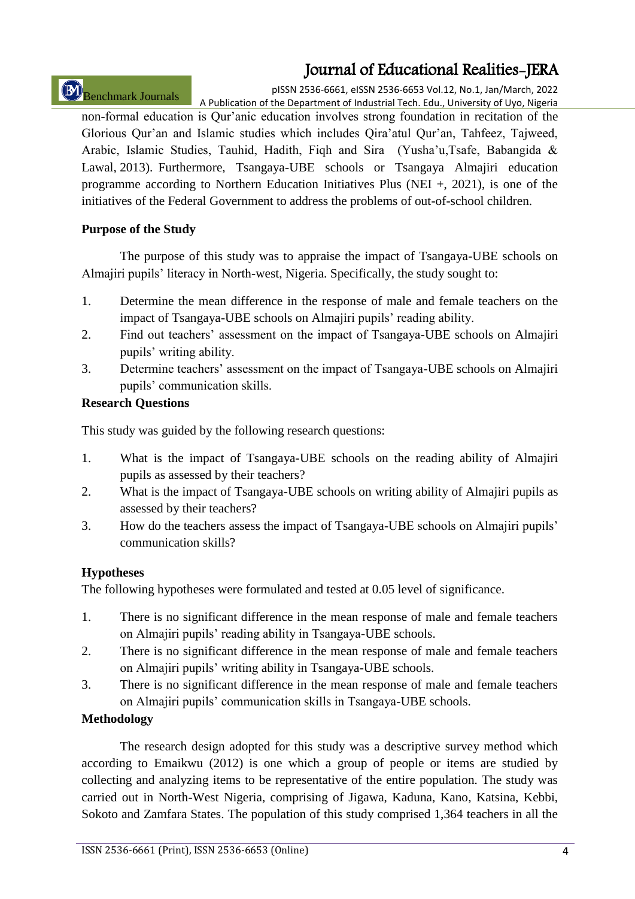non-formal education is Qur'anic education involves strong foundation in recitation of the Glorious Qur'an and Islamic studies which includes Qira'atul Qur'an, Tahfeez, Tajweed, Arabic, Islamic Studies, Tauhid, Hadith, Fiqh and Sira (Yusha'u,Tsafe, Babangida & Lawal, 2013). Furthermore, Tsangaya-UBE schools or Tsangaya Almajiri education programme according to Northern Education Initiatives Plus (NEI +, 2021), is one of the initiatives of the Federal Government to address the problems of out-of-school children.

**Purpose of the Study**

The purpose of this study was to appraise the impact of Tsangaya-UBE schools on Almajiri pupils' literacy in North-west, Nigeria. Specifically, the study sought to:

1. Determine the mean difference in the response of male and female teachers on the impact of Tsangaya-UBE schools on Almajiri pupils' reading ability.
2. Find out teachers' assessment on the impact of Tsangaya-UBE schools on Almajiri pupils' writing ability.
3. Determine teachers' assessment on the impact of Tsangaya-UBE schools on Almajiri pupils' communication skills.

**Research Questions**

This study was guided by the following research questions:

1. What is the impact of Tsangaya-UBE schools on the reading ability of Almajiri pupils as assessed by their teachers?
2. What is the impact of Tsangaya-UBE schools on writing ability of Almajiri pupils as assessed by their teachers?
3. How do the teachers assess the impact of Tsangaya-UBE schools on Almajiri pupils' communication skills?

**Hypotheses**

The following hypotheses were formulated and tested at 0.05 level of significance.

1. There is no significant difference in the mean response of male and female teachers on Almajiri pupils' reading ability in Tsangaya-UBE schools.
2. There is no significant difference in the mean response of male and female teachers on Almajiri pupils' writing ability in Tsangaya-UBE schools.
3. There is no significant difference in the mean response of male and female teachers on Almajiri pupils' communication skills in Tsangaya-UBE schools.

**Methodology**

The research design adopted for this study was a descriptive survey method which according to Emaikwu (2012) is one which a group of people or items are studied by collecting and analyzing items to be representative of the entire population. The study was carried out in North-West Nigeria, comprising of Jigawa, Kaduna, Kano, Katsina, Kebbi, Sokoto and Zamfara States. The population of this study comprised 1,364 teachers in all the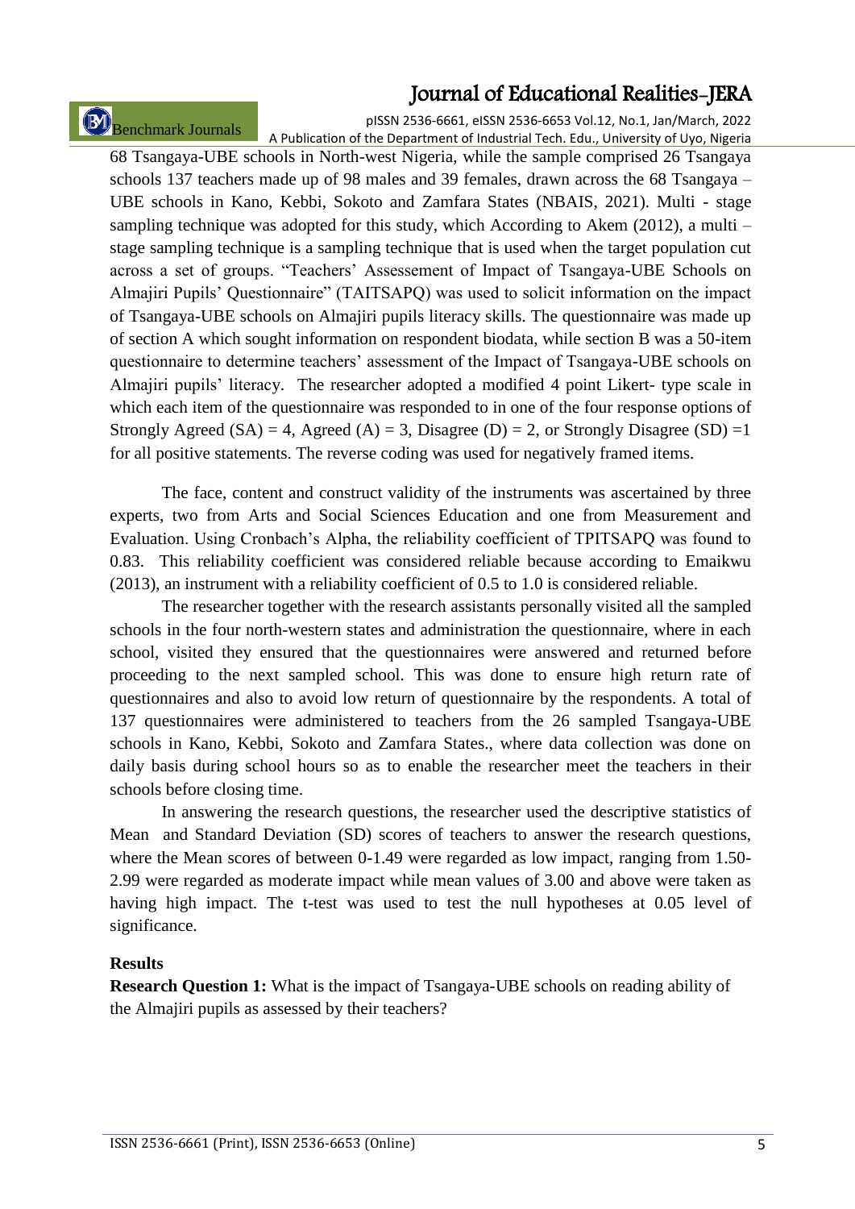68 Tsangaya-UBE schools in North-west Nigeria, while the sample comprised 26 Tsangaya schools 137 teachers made up of 98 males and 39 females, drawn across the 68 Tsangaya – UBE schools in Kano, Kebbi, Sokoto and Zamfara States (NBAIS, 2021). Multi - stage sampling technique was adopted for this study, which According to Akem (2012), a multi – stage sampling technique is a sampling technique that is used when the target population cut across a set of groups. "Teachers' Assessement of Impact of Tsangaya-UBE Schools on Almajiri Pupils' Questionnaire" (TAITSAPQ) was used to solicit information on the impact of Tsangaya-UBE schools on Almajiri pupils literacy skills. The questionnaire was made up of section A which sought information on respondent biodata, while section B was a 50-item questionnaire to determine teachers' assessment of the Impact of Tsangaya-UBE schools on Almajiri pupils' literacy. The researcher adopted a modified 4 point Likert- type scale in which each item of the questionnaire was responded to in one of the four response options of Strongly Agreed (SA) = 4, Agreed (A) = 3, Disagree (D) = 2, or Strongly Disagree (SD) =1 for all positive statements. The reverse coding was used for negatively framed items.

The face, content and construct validity of the instruments was ascertained by three experts, two from Arts and Social Sciences Education and one from Measurement and Evaluation. Using Cronbach's Alpha, the reliability coefficient of TPITSAPQ was found to 0.83. This reliability coefficient was considered reliable because according to Emaikwu (2013), an instrument with a reliability coefficient of 0.5 to 1.0 is considered reliable.

The researcher together with the research assistants personally visited all the sampled schools in the four north-western states and administration the questionnaire, where in each school, visited they ensured that the questionnaires were answered and returned before proceeding to the next sampled school. This was done to ensure high return rate of questionnaires and also to avoid low return of questionnaire by the respondents. A total of 137 questionnaires were administered to teachers from the 26 sampled Tsangaya-UBE schools in Kano, Kebbi, Sokoto and Zamfara States., where data collection was done on daily basis during school hours so as to enable the researcher meet the teachers in their schools before closing time.

In answering the research questions, the researcher used the descriptive statistics of Mean and Standard Deviation (SD) scores of teachers to answer the research questions, where the Mean scores of between 0-1.49 were regarded as low impact, ranging from 1.50-2.99 were regarded as moderate impact while mean values of 3.00 and above were taken as having high impact. The t-test was used to test the null hypotheses at 0.05 level of significance.

## Results

**Research Question 1:** What is the impact of Tsangaya-UBE schools on reading ability of the Almajiri pupils as assessed by their teachers?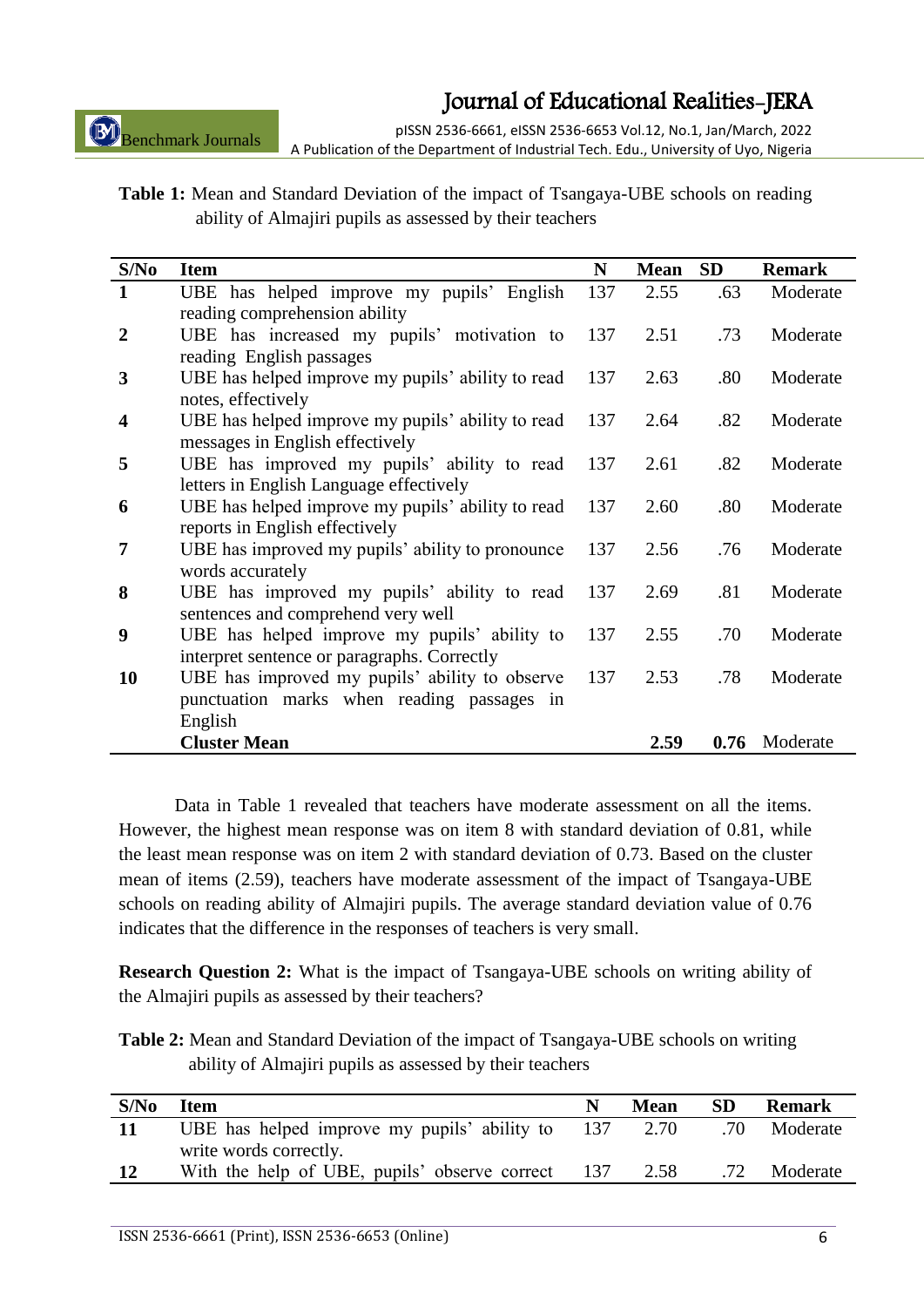**Table 1:** Mean and Standard Deviation of the impact of Tsangaya-UBE schools on reading ability of Almajiri pupils as assessed by their teachers

| S/No | Item | N | Mean | SD | Remark |
|---|---|---|---|---|---|
| **1** | UBE has helped improve my pupils' English reading comprehension ability | 137 | 2.55 | .63 | Moderate |
| **2** | UBE has increased my pupils' motivation to reading English passages | 137 | 2.51 | .73 | Moderate |
| **3** | UBE has helped improve my pupils' ability to read notes, effectively | 137 | 2.63 | .80 | Moderate |
| **4** | UBE has helped improve my pupils' ability to read messages in English effectively | 137 | 2.64 | .82 | Moderate |
| **5** | UBE has improved my pupils' ability to read letters in English Language effectively | 137 | 2.61 | .82 | Moderate |
| **6** | UBE has helped improve my pupils' ability to read reports in English effectively | 137 | 2.60 | .80 | Moderate |
| **7** | UBE has improved my pupils' ability to pronounce words accurately | 137 | 2.56 | .76 | Moderate |
| **8** | UBE has improved my pupils' ability to read sentences and comprehend very well | 137 | 2.69 | .81 | Moderate |
| **9** | UBE has helped improve my pupils' ability to interpret sentence or paragraphs. Correctly | 137 | 2.55 | .70 | Moderate |
| **10** | UBE has improved my pupils' ability to observe punctuation marks when reading passages in English | 137 | 2.53 | .78 | Moderate |
| | **Cluster Mean** | | **2.59** | **0.76** | Moderate |

Data in Table 1 revealed that teachers have moderate assessment on all the items. However, the highest mean response was on item 8 with standard deviation of 0.81, while the least mean response was on item 2 with standard deviation of 0.73. Based on the cluster mean of items (2.59), teachers have moderate assessment of the impact of Tsangaya-UBE schools on reading ability of Almajiri pupils. The average standard deviation value of 0.76 indicates that the difference in the responses of teachers is very small.

**Research Question 2:** What is the impact of Tsangaya-UBE schools on writing ability of the Almajiri pupils as assessed by their teachers?

**Table 2:** Mean and Standard Deviation of the impact of Tsangaya-UBE schools on writing ability of Almajiri pupils as assessed by their teachers

| S/No | Item | N | Mean | SD | Remark |
|---|---|---|---|---|---|
| **11** | UBE has helped improve my pupils' ability to write words correctly. | 137 | 2.70 | .70 | Moderate |
| **12** | With the help of UBE, pupils' observe correct | 137 | 2.58 | .72 | Moderate |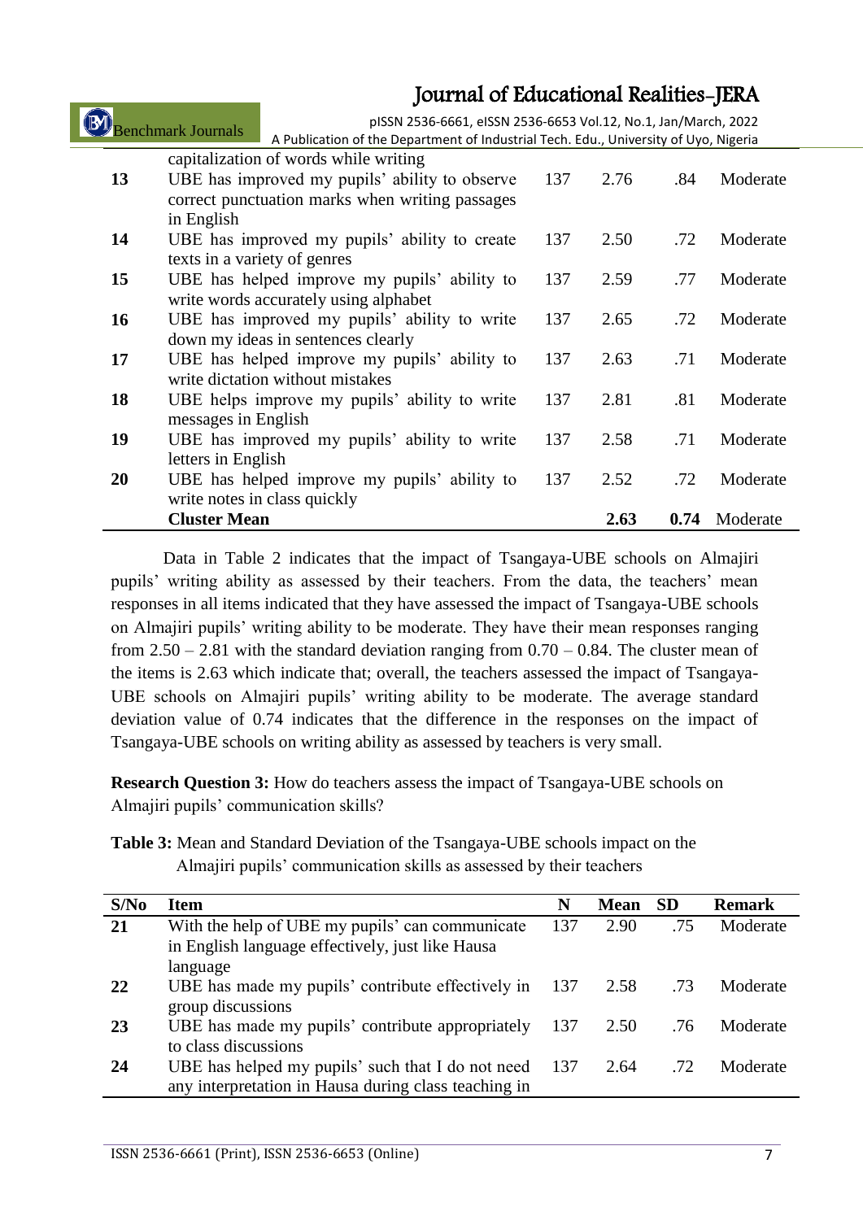| | | | | | |
|---|---|---|---|---|---|
| | capitalization of words while writing | | | | |
| **13** | UBE has improved my pupils' ability to observe correct punctuation marks when writing passages in English | 137 | 2.76 | .84 | Moderate |
| **14** | UBE has improved my pupils' ability to create texts in a variety of genres | 137 | 2.50 | .72 | Moderate |
| **15** | UBE has helped improve my pupils' ability to write words accurately using alphabet | 137 | 2.59 | .77 | Moderate |
| **16** | UBE has improved my pupils' ability to write down my ideas in sentences clearly | 137 | 2.65 | .72 | Moderate |
| **17** | UBE has helped improve my pupils' ability to write dictation without mistakes | 137 | 2.63 | .71 | Moderate |
| **18** | UBE helps improve my pupils' ability to write messages in English | 137 | 2.81 | .81 | Moderate |
| **19** | UBE has improved my pupils' ability to write letters in English | 137 | 2.58 | .71 | Moderate |
| **20** | UBE has helped improve my pupils' ability to write notes in class quickly | 137 | 2.52 | .72 | Moderate |
| | **Cluster Mean** | | **2.63** | **0.74** | Moderate |

Data in Table 2 indicates that the impact of Tsangaya-UBE schools on Almajiri pupils' writing ability as assessed by their teachers. From the data, the teachers' mean responses in all items indicated that they have assessed the impact of Tsangaya-UBE schools on Almajiri pupils' writing ability to be moderate. They have their mean responses ranging from 2.50 – 2.81 with the standard deviation ranging from 0.70 – 0.84. The cluster mean of the items is 2.63 which indicate that; overall, the teachers assessed the impact of Tsangaya-UBE schools on Almajiri pupils' writing ability to be moderate. The average standard deviation value of 0.74 indicates that the difference in the responses on the impact of Tsangaya-UBE schools on writing ability as assessed by teachers is very small.

**Research Question 3:** How do teachers assess the impact of Tsangaya-UBE schools on Almajiri pupils' communication skills?

**Table 3:** Mean and Standard Deviation of the Tsangaya-UBE schools impact on the Almajiri pupils' communication skills as assessed by their teachers

| S/No | Item | N | Mean | SD | Remark |
|---|---|---|---|---|---|
| **21** | With the help of UBE my pupils' can communicate in English language effectively, just like Hausa language | 137 | 2.90 | .75 | Moderate |
| **22** | UBE has made my pupils' contribute effectively in group discussions | 137 | 2.58 | .73 | Moderate |
| **23** | UBE has made my pupils' contribute appropriately to class discussions | 137 | 2.50 | .76 | Moderate |
| **24** | UBE has helped my pupils' such that I do not need any interpretation in Hausa during class teaching in | 137 | 2.64 | .72 | Moderate |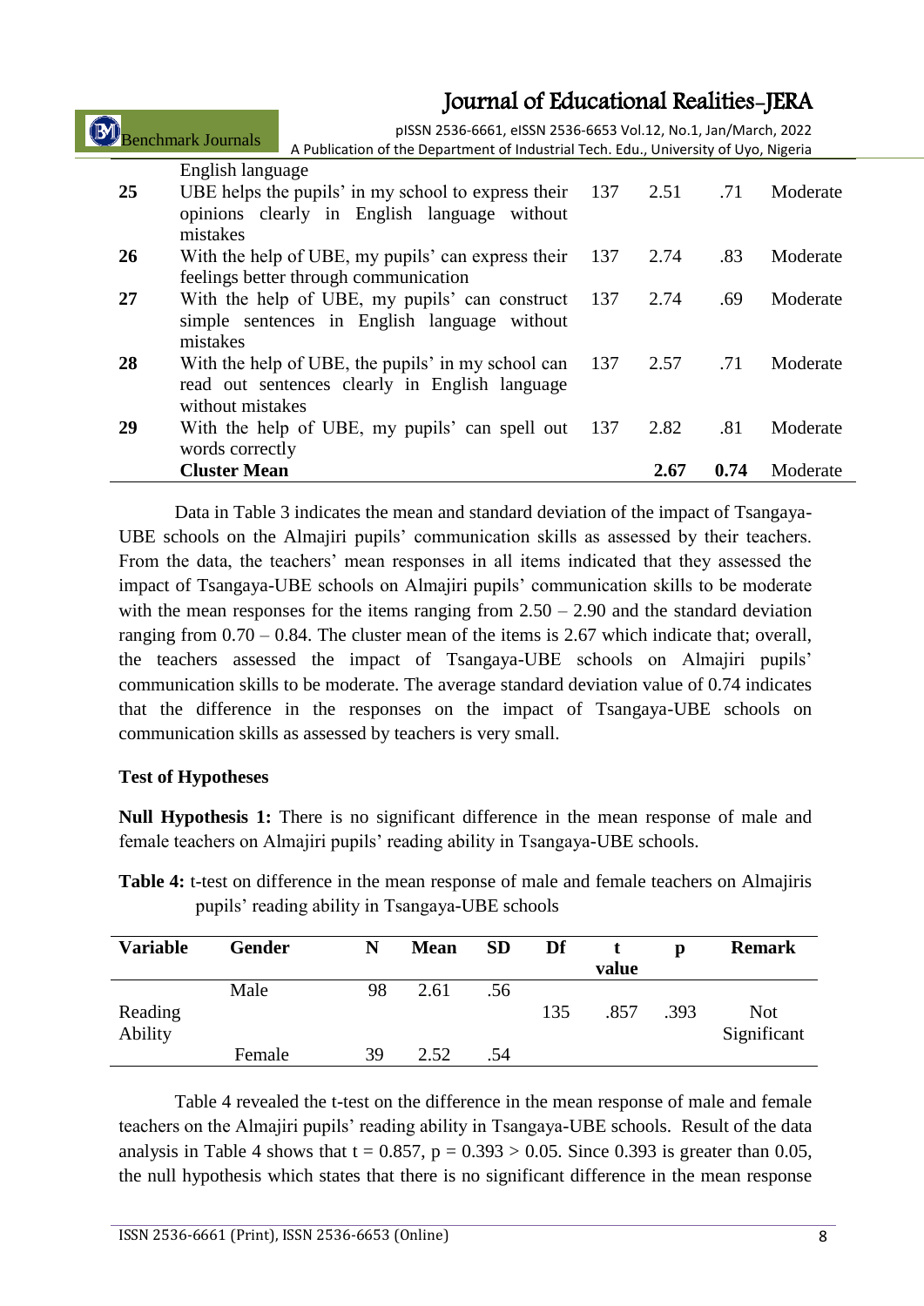| | | | | | |
|---|---|---|---|---|---|
| | English language | | | | |
| **25** | UBE helps the pupils' in my school to express their opinions clearly in English language without mistakes | 137 | 2.51 | .71 | Moderate |
| **26** | With the help of UBE, my pupils' can express their feelings better through communication | 137 | 2.74 | .83 | Moderate |
| **27** | With the help of UBE, my pupils' can construct simple sentences in English language without mistakes | 137 | 2.74 | .69 | Moderate |
| **28** | With the help of UBE, the pupils' in my school can read out sentences clearly in English language without mistakes | 137 | 2.57 | .71 | Moderate |
| **29** | With the help of UBE, my pupils' can spell out words correctly | 137 | 2.82 | .81 | Moderate |
| | **Cluster Mean** | | **2.67** | **0.74** | Moderate |

Data in Table 3 indicates the mean and standard deviation of the impact of Tsangaya-UBE schools on the Almajiri pupils' communication skills as assessed by their teachers. From the data, the teachers' mean responses in all items indicated that they assessed the impact of Tsangaya-UBE schools on Almajiri pupils' communication skills to be moderate with the mean responses for the items ranging from 2.50 – 2.90 and the standard deviation ranging from 0.70 – 0.84. The cluster mean of the items is 2.67 which indicate that; overall, the teachers assessed the impact of Tsangaya-UBE schools on Almajiri pupils' communication skills to be moderate. The average standard deviation value of 0.74 indicates that the difference in the responses on the impact of Tsangaya-UBE schools on communication skills as assessed by teachers is very small.

**Test of Hypotheses**

**Null Hypothesis 1:** There is no significant difference in the mean response of male and female teachers on Almajiri pupils' reading ability in Tsangaya-UBE schools.

**Table 4:** t-test on difference in the mean response of male and female teachers on Almajiris pupils' reading ability in Tsangaya-UBE schools

| Variable | Gender | N | Mean | SD | Df | t value | p | Remark |
|---|---|---|---|---|---|---|---|---|
| Reading Ability | Male | 98 | 2.61 | .56 | 135 | .857 | .393 | Not Significant |
| | Female | 39 | 2.52 | .54 | | | | |

Table 4 revealed the t-test on the difference in the mean response of male and female teachers on the Almajiri pupils' reading ability in Tsangaya-UBE schools. Result of the data analysis in Table 4 shows that $t = 0.857$, $p = 0.393 > 0.05$. Since 0.393 is greater than 0.05, the null hypothesis which states that there is no significant difference in the mean response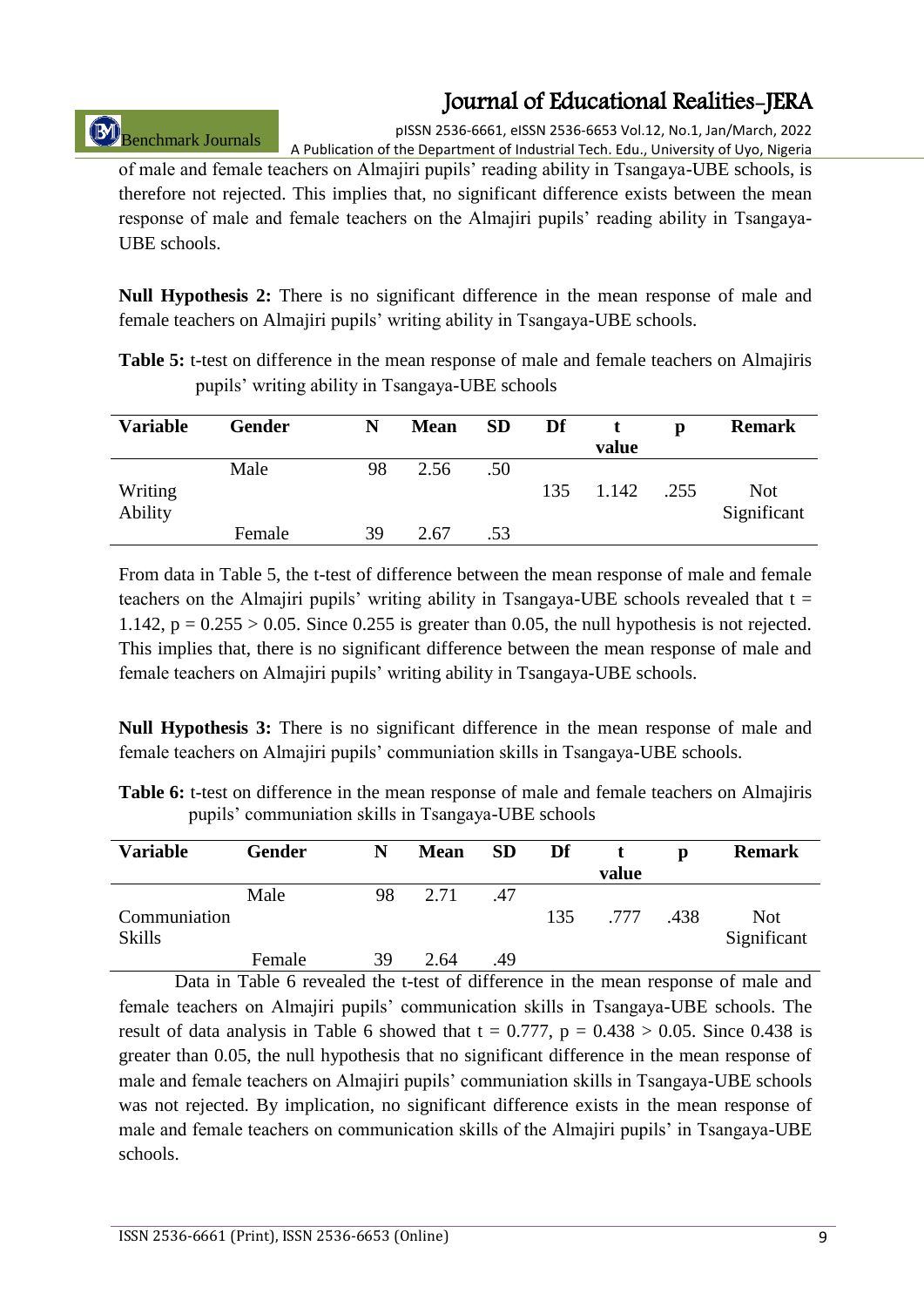of male and female teachers on Almajiri pupils' reading ability in Tsangaya-UBE schools, is therefore not rejected. This implies that, no significant difference exists between the mean response of male and female teachers on the Almajiri pupils' reading ability in Tsangaya-UBE schools.

**Null Hypothesis 2:** There is no significant difference in the mean response of male and female teachers on Almajiri pupils' writing ability in Tsangaya-UBE schools.

**Table 5:** t-test on difference in the mean response of male and female teachers on Almajiris pupils' writing ability in Tsangaya-UBE schools

| Variable | Gender | N | Mean | SD | Df | t value | p | Remark |
|---|---|---|---|---|---|---|---|---|
| | Male | 98 | 2.56 | .50 | | | | |
| Writing Ability | | | | | 135 | 1.142 | .255 | Not Significant |
| | Female | 39 | 2.67 | .53 | | | | |

From data in Table 5, the t-test of difference between the mean response of male and female teachers on the Almajiri pupils' writing ability in Tsangaya-UBE schools revealed that $t = 1.142$, $p = 0.255 > 0.05$. Since 0.255 is greater than 0.05, the null hypothesis is not rejected. This implies that, there is no significant difference between the mean response of male and female teachers on Almajiri pupils' writing ability in Tsangaya-UBE schools.

**Null Hypothesis 3:** There is no significant difference in the mean response of male and female teachers on Almajiri pupils' communiation skills in Tsangaya-UBE schools.

**Table 6:** t-test on difference in the mean response of male and female teachers on Almajiris pupils' communiation skills in Tsangaya-UBE schools

| Variable | Gender | N | Mean | SD | Df | t value | p | Remark |
|---|---|---|---|---|---|---|---|---|
| | Male | 98 | 2.71 | .47 | | | | |
| Communiation Skills | | | | | 135 | .777 | .438 | Not Significant |
| | Female | 39 | 2.64 | .49 | | | | |

Data in Table 6 revealed the t-test of difference in the mean response of male and female teachers on Almajiri pupils' communication skills in Tsangaya-UBE schools. The result of data analysis in Table 6 showed that $t = 0.777$, $p = 0.438 > 0.05$. Since 0.438 is greater than 0.05, the null hypothesis that no significant difference in the mean response of male and female teachers on Almajiri pupils' communiation skills in Tsangaya-UBE schools was not rejected. By implication, no significant difference exists in the mean response of male and female teachers on communication skills of the Almajiri pupils' in Tsangaya-UBE schools.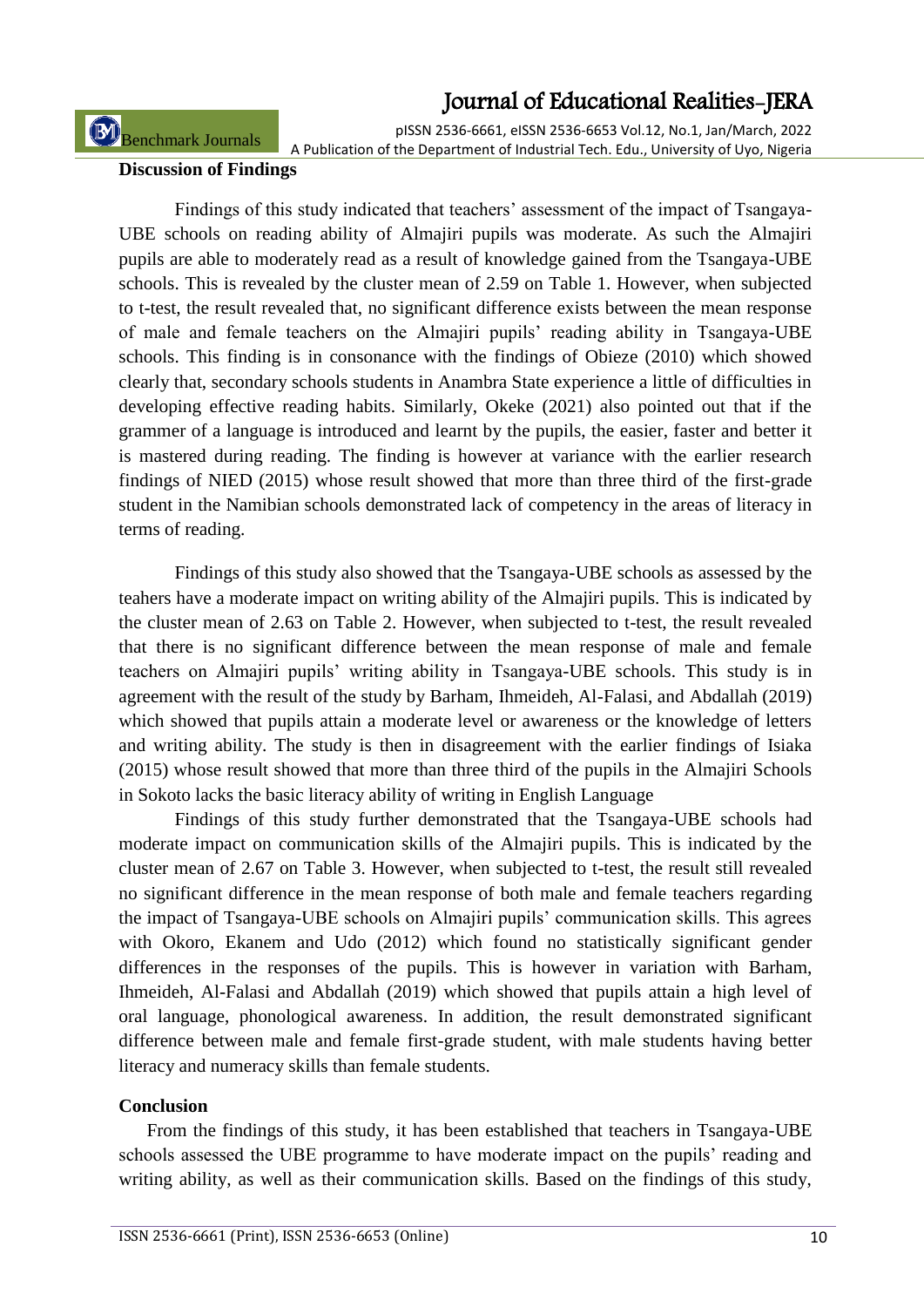**Discussion of Findings**

Findings of this study indicated that teachers' assessment of the impact of Tsangaya-UBE schools on reading ability of Almajiri pupils was moderate. As such the Almajiri pupils are able to moderately read as a result of knowledge gained from the Tsangaya-UBE schools. This is revealed by the cluster mean of 2.59 on Table 1. However, when subjected to t-test, the result revealed that, no significant difference exists between the mean response of male and female teachers on the Almajiri pupils' reading ability in Tsangaya-UBE schools. This finding is in consonance with the findings of Obieze (2010) which showed clearly that, secondary schools students in Anambra State experience a little of difficulties in developing effective reading habits. Similarly, Okeke (2021) also pointed out that if the grammer of a language is introduced and learnt by the pupils, the easier, faster and better it is mastered during reading. The finding is however at variance with the earlier research findings of NIED (2015) whose result showed that more than three third of the first-grade student in the Namibian schools demonstrated lack of competency in the areas of literacy in terms of reading.

Findings of this study also showed that the Tsangaya-UBE schools as assessed by the teahers have a moderate impact on writing ability of the Almajiri pupils. This is indicated by the cluster mean of 2.63 on Table 2. However, when subjected to t-test, the result revealed that there is no significant difference between the mean response of male and female teachers on Almajiri pupils' writing ability in Tsangaya-UBE schools. This study is in agreement with the result of the study by Barham, Ihmeideh, Al-Falasi, and Abdallah (2019) which showed that pupils attain a moderate level or awareness or the knowledge of letters and writing ability. The study is then in disagreement with the earlier findings of Isiaka (2015) whose result showed that more than three third of the pupils in the Almajiri Schools in Sokoto lacks the basic literacy ability of writing in English Language

Findings of this study further demonstrated that the Tsangaya-UBE schools had moderate impact on communication skills of the Almajiri pupils. This is indicated by the cluster mean of 2.67 on Table 3. However, when subjected to t-test, the result still revealed no significant difference in the mean response of both male and female teachers regarding the impact of Tsangaya-UBE schools on Almajiri pupils' communication skills. This agrees with Okoro, Ekanem and Udo (2012) which found no statistically significant gender differences in the responses of the pupils. This is however in variation with Barham, Ihmeideh, Al-Falasi and Abdallah (2019) which showed that pupils attain a high level of oral language, phonological awareness. In addition, the result demonstrated significant difference between male and female first-grade student, with male students having better literacy and numeracy skills than female students.

**Conclusion**

From the findings of this study, it has been established that teachers in Tsangaya-UBE schools assessed the UBE programme to have moderate impact on the pupils' reading and writing ability, as well as their communication skills. Based on the findings of this study,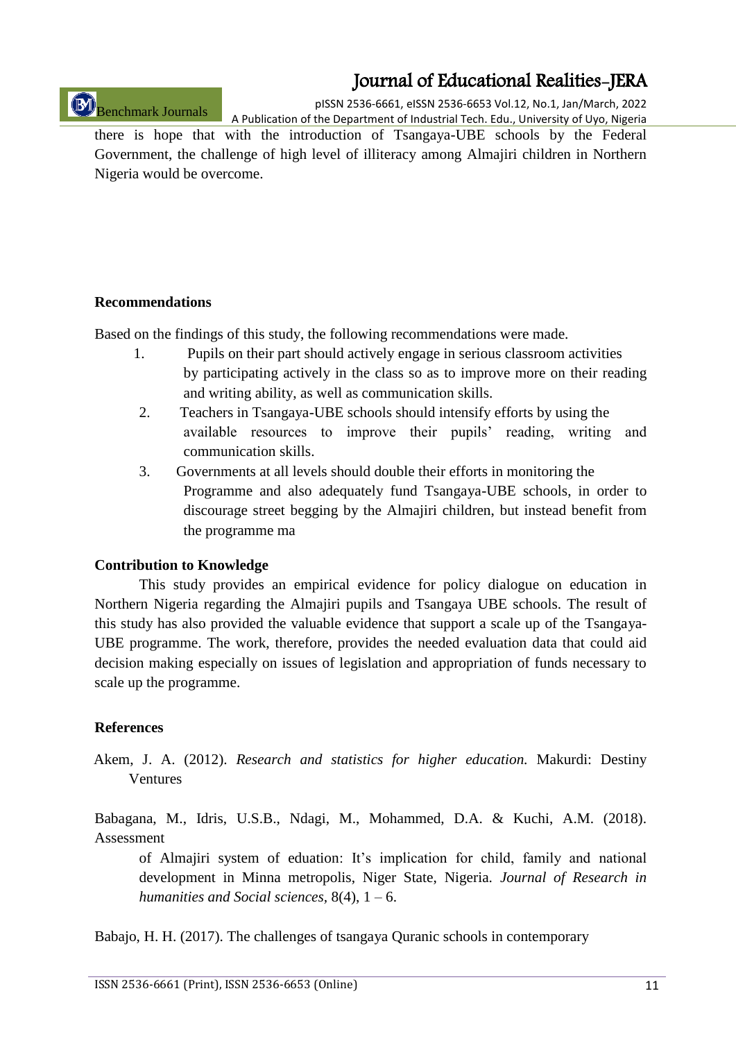there is hope that with the introduction of Tsangaya-UBE schools by the Federal Government, the challenge of high level of illiteracy among Almajiri children in Northern Nigeria would be overcome.

**Recommendations**

Based on the findings of this study, the following recommendations were made.

1. Pupils on their part should actively engage in serious classroom activities by participating actively in the class so as to improve more on their reading and writing ability, as well as communication skills.
2. Teachers in Tsangaya-UBE schools should intensify efforts by using the available resources to improve their pupils' reading, writing and communication skills.
3. Governments at all levels should double their efforts in monitoring the Programme and also adequately fund Tsangaya-UBE schools, in order to discourage street begging by the Almajiri children, but instead benefit from the programme ma

**Contribution to Knowledge**

This study provides an empirical evidence for policy dialogue on education in Northern Nigeria regarding the Almajiri pupils and Tsangaya UBE schools. The result of this study has also provided the valuable evidence that support a scale up of the Tsangaya-UBE programme. The work, therefore, provides the needed evaluation data that could aid decision making especially on issues of legislation and appropriation of funds necessary to scale up the programme.

**References**

Akem, J. A. (2012). *Research and statistics for higher education.* Makurdi: Destiny Ventures

Babagana, M., Idris, U.S.B., Ndagi, M., Mohammed, D.A. & Kuchi, A.M. (2018). Assessment of Almajiri system of eduation: It's implication for child, family and national development in Minna metropolis, Niger State, Nigeria. *Journal of Research in humanities and Social sciences*, 8(4), 1 – 6.

Babajo, H. H. (2017). The challenges of tsangaya Quranic schools in contemporary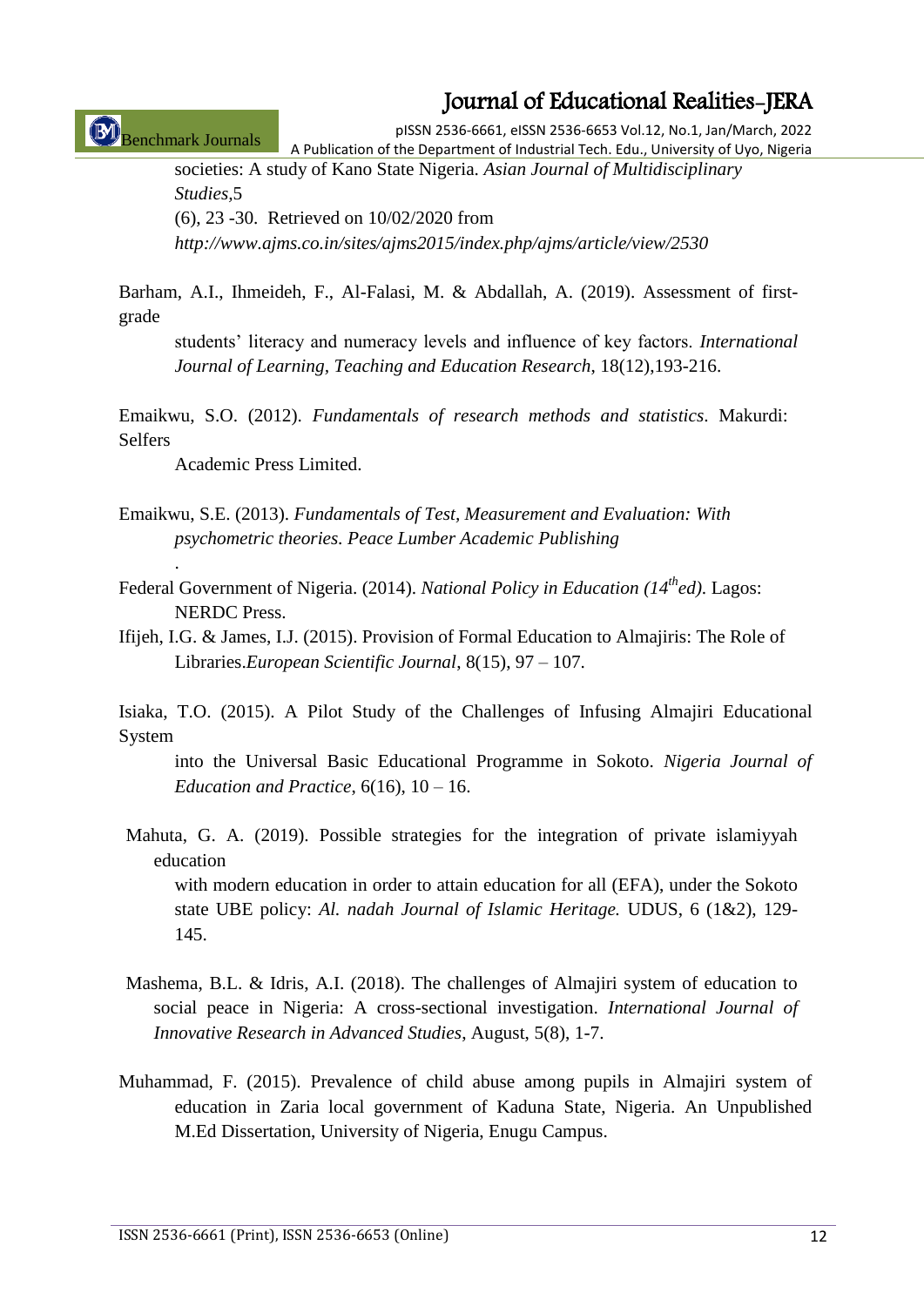societies: A study of Kano State Nigeria. *Asian Journal of Multidisciplinary Studies*,5 (6), 23 -30. Retrieved on 10/02/2020 from *http://www.ajms.co.in/sites/ajms2015/index.php/ajms/article/view/2530*

Barham, A.I., Ihmeideh, F., Al-Falasi, M. & Abdallah, A. (2019). Assessment of first-grade students' literacy and numeracy levels and influence of key factors. *International Journal of Learning, Teaching and Education Research*, 18(12),193-216.

Emaikwu, S.O. (2012). *Fundamentals of research methods and statistics*. Makurdi: Selfers Academic Press Limited.

Emaikwu, S.E. (2013). *Fundamentals of Test, Measurement and Evaluation: With psychometric theories. Peace Lumber Academic Publishing*

.

Federal Government of Nigeria. (2014). *National Policy in Education (14th ed)*. Lagos: NERDC Press.

Ifijeh, I.G. & James, I.J. (2015). Provision of Formal Education to Almajiris: The Role of Libraries.*European Scientific Journal*, 8(15), 97 – 107.

Isiaka, T.O. (2015). A Pilot Study of the Challenges of Infusing Almajiri Educational System into the Universal Basic Educational Programme in Sokoto. *Nigeria Journal of Education and Practice*, 6(16), 10 – 16.

Mahuta, G. A. (2019). Possible strategies for the integration of private islamiyyah education with modern education in order to attain education for all (EFA), under the Sokoto state UBE policy: *Al. nadah Journal of Islamic Heritage.* UDUS, 6 (1&2), 129-145.

Mashema, B.L. & Idris, A.I. (2018). The challenges of Almajiri system of education to social peace in Nigeria: A cross-sectional investigation. *International Journal of Innovative Research in Advanced Studies*, August, 5(8), 1-7.

Muhammad, F. (2015). Prevalence of child abuse among pupils in Almajiri system of education in Zaria local government of Kaduna State, Nigeria. An Unpublished M.Ed Dissertation, University of Nigeria, Enugu Campus.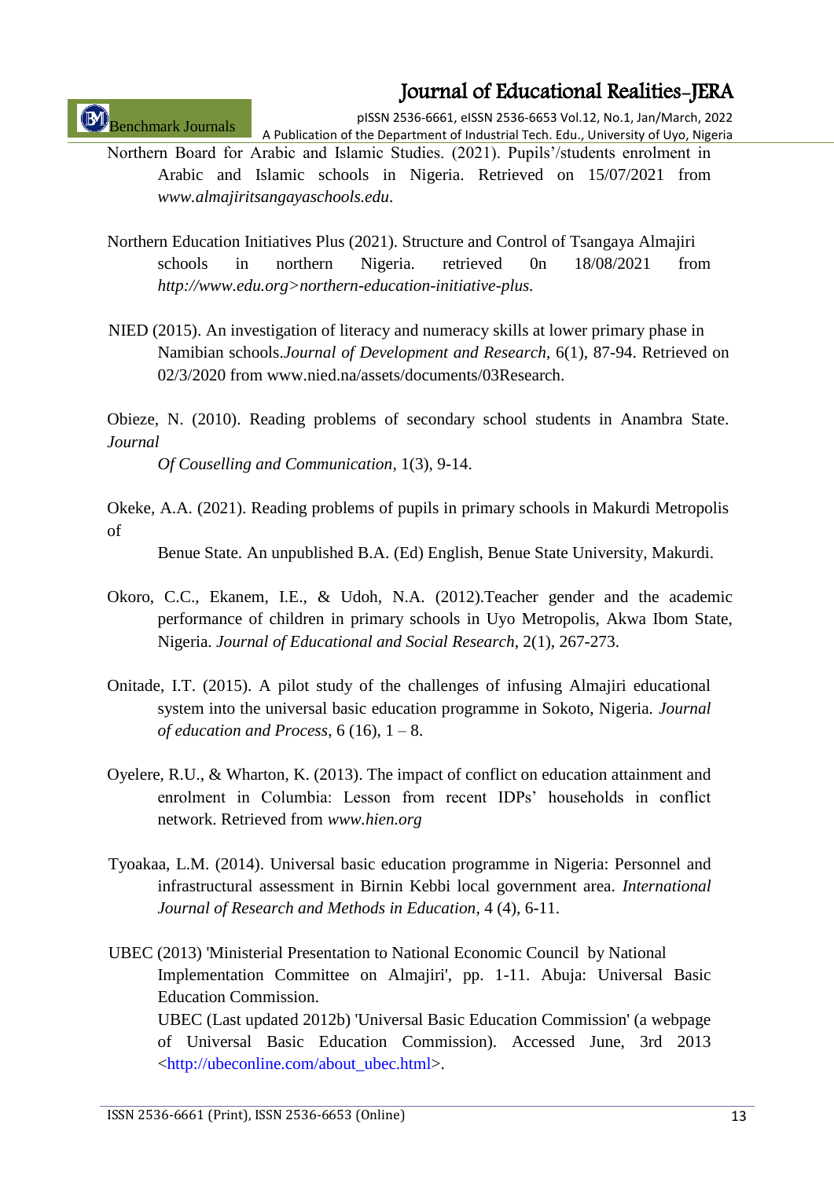Northern Board for Arabic and Islamic Studies. (2021). Pupils'/students enrolment in Arabic and Islamic schools in Nigeria. Retrieved on 15/07/2021 from *www.almajiritsangayaschools.edu*.

Northern Education Initiatives Plus (2021). Structure and Control of Tsangaya Almajiri schools in northern Nigeria. retrieved 0n 18/08/2021 from *http://www.edu.org>northern-education-initiative-plus.*

NIED (2015). An investigation of literacy and numeracy skills at lower primary phase in Namibian schools.*Journal of Development and Research*, 6(1), 87-94. Retrieved on 02/3/2020 from www.nied.na/assets/documents/03Research.

Obieze, N. (2010). Reading problems of secondary school students in Anambra State. *Journal Of Couselling and Communication*, 1(3), 9-14.

Okeke, A.A. (2021). Reading problems of pupils in primary schools in Makurdi Metropolis of Benue State. An unpublished B.A. (Ed) English, Benue State University, Makurdi.

Okoro, C.C., Ekanem, I.E., & Udoh, N.A. (2012).Teacher gender and the academic performance of children in primary schools in Uyo Metropolis, Akwa Ibom State, Nigeria. *Journal of Educational and Social Research*, 2(1), 267-273.

Onitade, I.T. (2015). A pilot study of the challenges of infusing Almajiri educational system into the universal basic education programme in Sokoto, Nigeria. *Journal of education and Process*, 6 (16), 1 – 8.

Oyelere, R.U., & Wharton, K. (2013). The impact of conflict on education attainment and enrolment in Columbia: Lesson from recent IDPs' households in conflict network. Retrieved from *www.hien.org*

Tyoakaa, L.M. (2014). Universal basic education programme in Nigeria: Personnel and infrastructural assessment in Birnin Kebbi local government area. *International Journal of Research and Methods in Education*, 4 (4), 6-11.

UBEC (2013) 'Ministerial Presentation to National Economic Council by National Implementation Committee on Almajiri', pp. 1-11. Abuja: Universal Basic Education Commission.

UBEC (Last updated 2012b) 'Universal Basic Education Commission' (a webpage of Universal Basic Education Commission). Accessed June, 3rd 2013 <http://ubeconline.com/about_ubec.html>.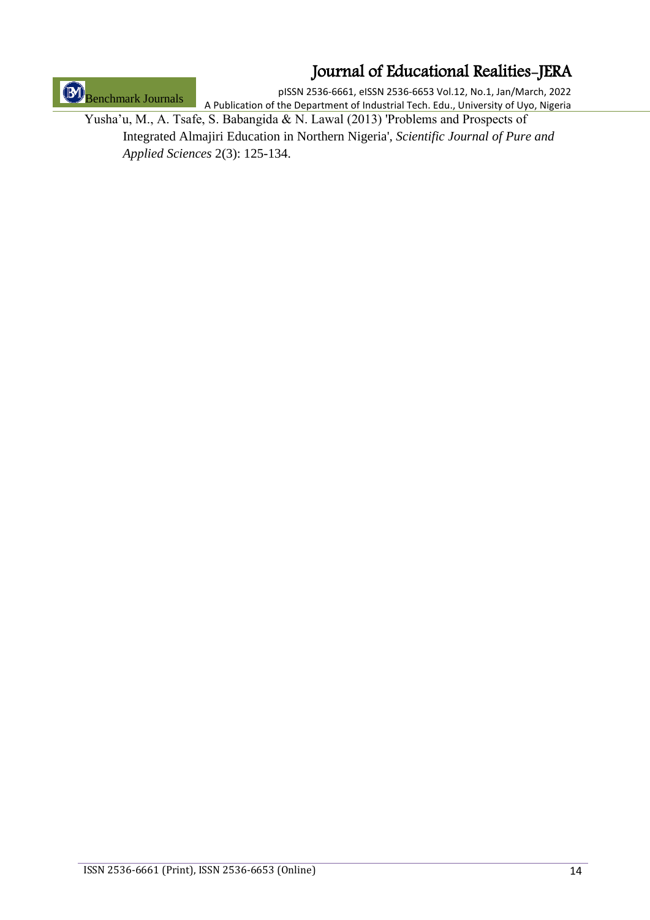Yusha'u, M., A. Tsafe, S. Babangida & N. Lawal (2013) 'Problems and Prospects of Integrated Almajiri Education in Northern Nigeria', *Scientific Journal of Pure and Applied Sciences* 2(3): 125-134.